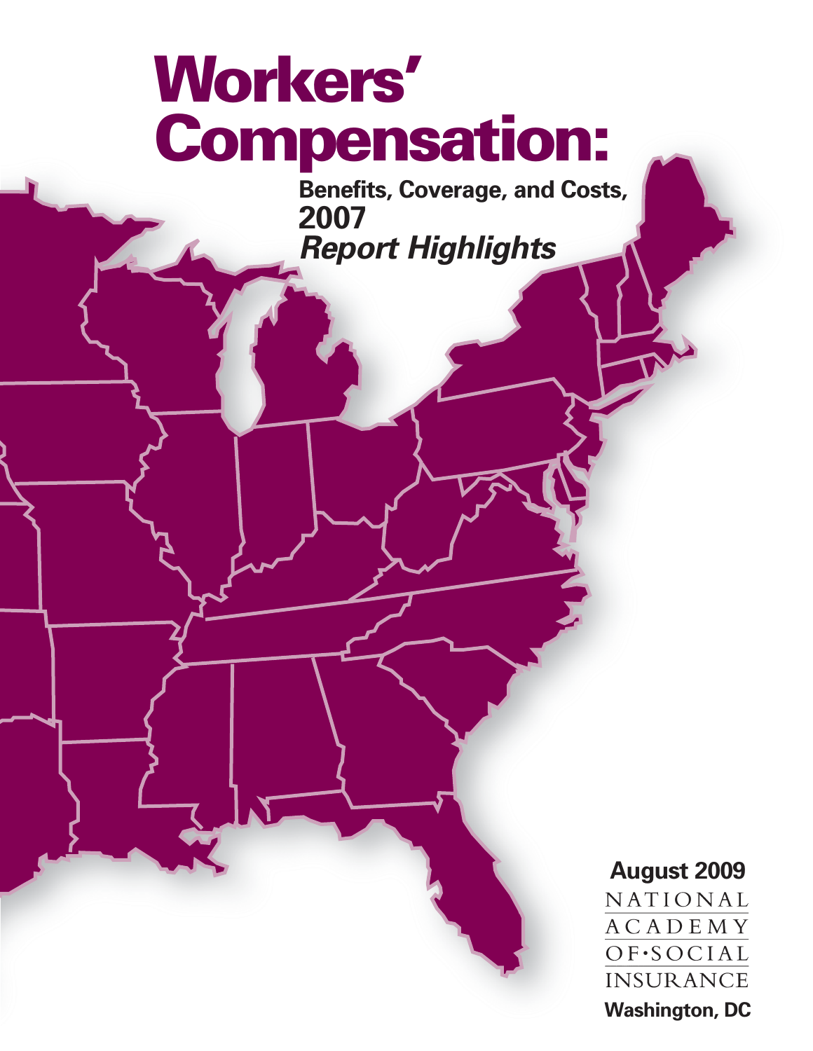# Workers' Compensation:

## Benefits, Coverage, and Costs, 2007

## *Report Highlights*

**August 2009**

NATIONAL ACADEMY OF·SOCIAL INSURANCE

**Washington, DC**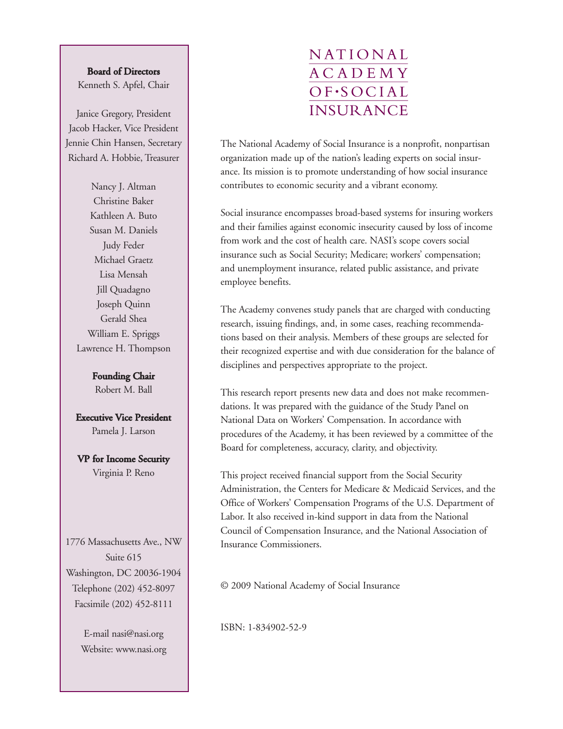**Board of Directors**
Kenneth S. Apfel, Chair

Janice Gregory, President
Jacob Hacker, Vice President
Jennie Chin Hansen, Secretary
Richard A. Hobbie, Treasurer

Nancy J. Altman
Christine Baker
Kathleen A. Buto
Susan M. Daniels
Judy Feder
Michael Graetz
Lisa Mensah
Jill Quadagno
Joseph Quinn
Gerald Shea
William E. Spriggs
Lawrence H. Thompson

**Founding Chair**
Robert M. Ball

**Executive Vice President**
Pamela J. Larson

**VP for Income Security**
Virginia P. Reno

1776 Massachusetts Ave., NW
Suite 615
Washington, DC 20036-1904
Telephone (202) 452-8097
Facsimile (202) 452-8111

E-mail nasi@nasi.org
Website: www.nasi.org

# NATIONAL ACADEMY OF·SOCIAL INSURANCE

The National Academy of Social Insurance is a nonprofit, nonpartisan organization made up of the nation's leading experts on social insurance. Its mission is to promote understanding of how social insurance contributes to economic security and a vibrant economy.

Social insurance encompasses broad-based systems for insuring workers and their families against economic insecurity caused by loss of income from work and the cost of health care. NASI's scope covers social insurance such as Social Security; Medicare; workers' compensation; and unemployment insurance, related public assistance, and private employee benefits.

The Academy convenes study panels that are charged with conducting research, issuing findings, and, in some cases, reaching recommendations based on their analysis. Members of these groups are selected for their recognized expertise and with due consideration for the balance of disciplines and perspectives appropriate to the project.

This research report presents new data and does not make recommendations. It was prepared with the guidance of the Study Panel on National Data on Workers' Compensation. In accordance with procedures of the Academy, it has been reviewed by a committee of the Board for completeness, accuracy, clarity, and objectivity.

This project received financial support from the Social Security Administration, the Centers for Medicare & Medicaid Services, and the Office of Workers' Compensation Programs of the U.S. Department of Labor. It also received in-kind support in data from the National Council of Compensation Insurance, and the National Association of Insurance Commissioners.

© 2009 National Academy of Social Insurance

ISBN: 1-834902-52-9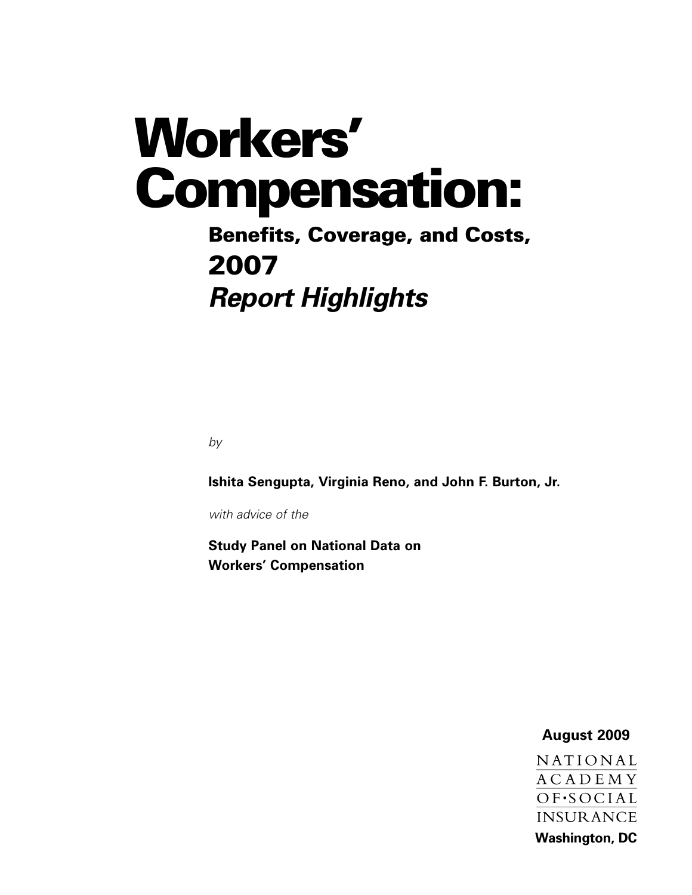# Workers' Compensation:

## Benefits, Coverage, and Costs, 2007

## *Report Highlights*

*by*

**Ishita Sengupta, Virginia Reno, and John F. Burton, Jr.**

*with advice of the*

**Study Panel on National Data on Workers' Compensation**

**August 2009**

NATIONAL ACADEMY OF·SOCIAL INSURANCE

**Washington, DC**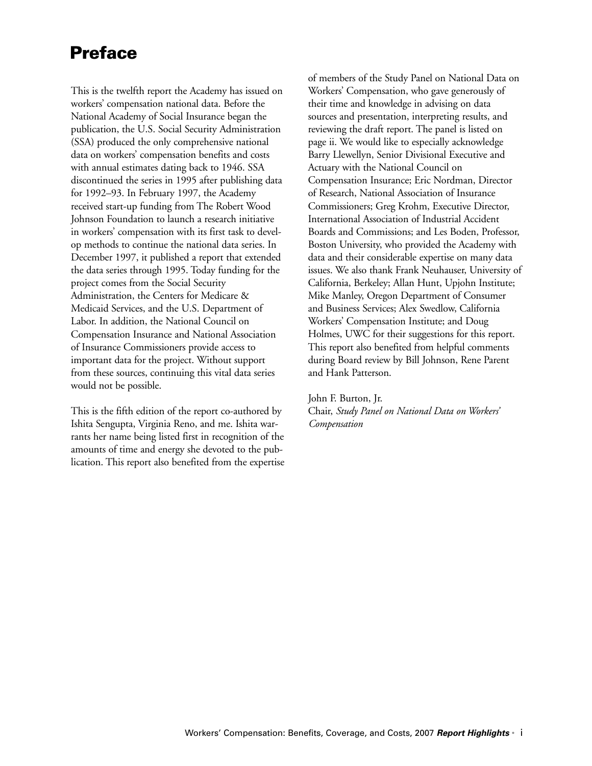# Preface

This is the twelfth report the Academy has issued on workers' compensation national data. Before the National Academy of Social Insurance began the publication, the U.S. Social Security Administration (SSA) produced the only comprehensive national data on workers' compensation benefits and costs with annual estimates dating back to 1946. SSA discontinued the series in 1995 after publishing data for 1992–93. In February 1997, the Academy received start-up funding from The Robert Wood Johnson Foundation to launch a research initiative in workers' compensation with its first task to develop methods to continue the national data series. In December 1997, it published a report that extended the data series through 1995. Today funding for the project comes from the Social Security Administration, the Centers for Medicare & Medicaid Services, and the U.S. Department of Labor. In addition, the National Council on Compensation Insurance and National Association of Insurance Commissioners provide access to important data for the project. Without support from these sources, continuing this vital data series would not be possible.

This is the fifth edition of the report co-authored by Ishita Sengupta, Virginia Reno, and me. Ishita warrants her name being listed first in recognition of the amounts of time and energy she devoted to the publication. This report also benefited from the expertise of members of the Study Panel on National Data on Workers' Compensation, who gave generously of their time and knowledge in advising on data sources and presentation, interpreting results, and reviewing the draft report. The panel is listed on page ii. We would like to especially acknowledge Barry Llewellyn, Senior Divisional Executive and Actuary with the National Council on Compensation Insurance; Eric Nordman, Director of Research, National Association of Insurance Commissioners; Greg Krohm, Executive Director, International Association of Industrial Accident Boards and Commissions; and Les Boden, Professor, Boston University, who provided the Academy with data and their considerable expertise on many data issues. We also thank Frank Neuhauser, University of California, Berkeley; Allan Hunt, Upjohn Institute; Mike Manley, Oregon Department of Consumer and Business Services; Alex Swedlow, California Workers' Compensation Institute; and Doug Holmes, UWC for their suggestions for this report. This report also benefited from helpful comments during Board review by Bill Johnson, Rene Parent and Hank Patterson.

John F. Burton, Jr.  
Chair, *Study Panel on National Data on Workers' Compensation*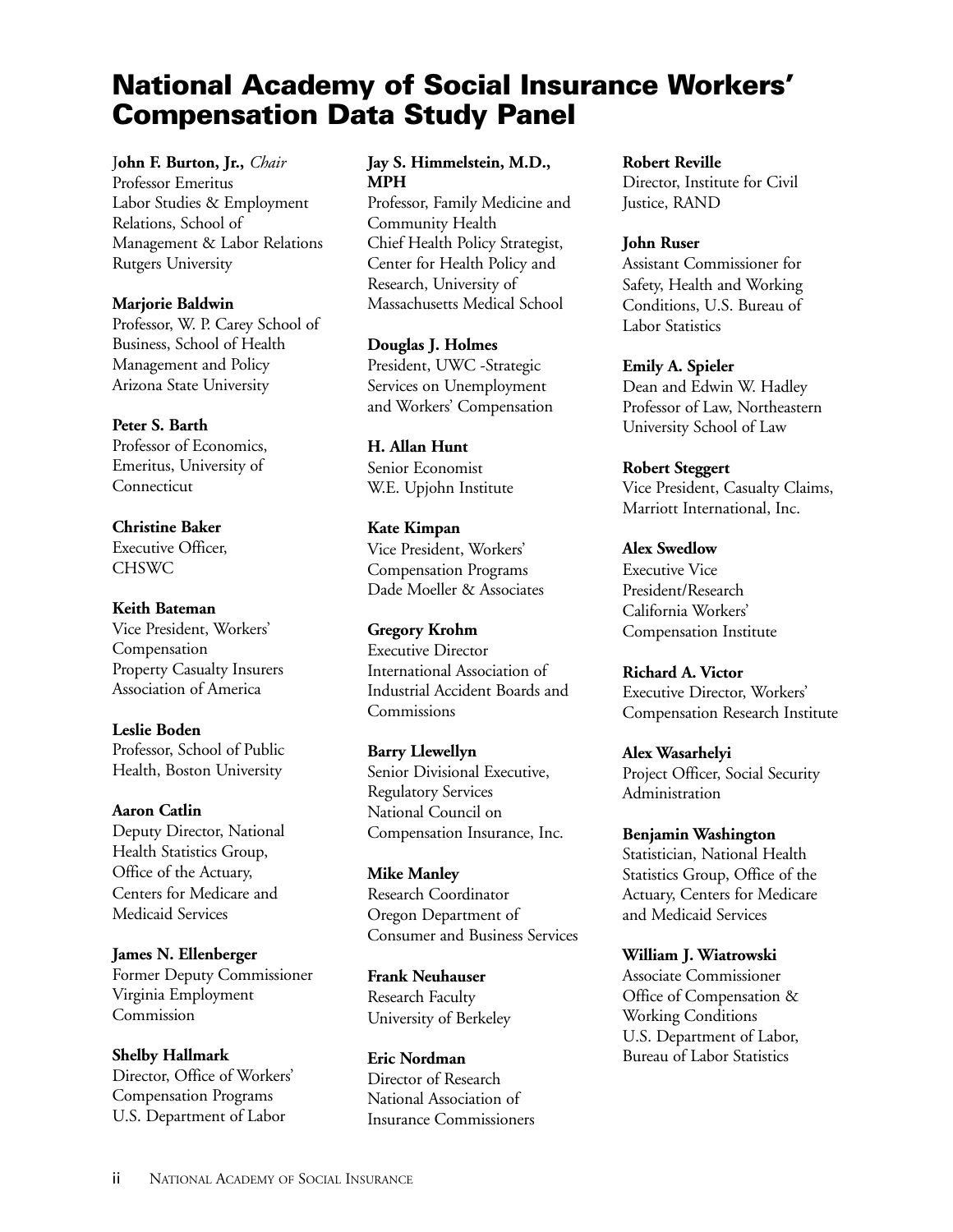# National Academy of Social Insurance Workers' Compensation Data Study Panel

**John F. Burton, Jr.,** *Chair*
Professor Emeritus
Labor Studies & Employment Relations, School of Management & Labor Relations
Rutgers University

**Marjorie Baldwin**
Professor, W. P. Carey School of Business, School of Health Management and Policy
Arizona State University

**Peter S. Barth**
Professor of Economics, Emeritus, University of Connecticut

**Christine Baker**
Executive Officer, CHSWC

**Keith Bateman**
Vice President, Workers' Compensation
Property Casualty Insurers Association of America

**Leslie Boden**
Professor, School of Public Health, Boston University

**Aaron Catlin**
Deputy Director, National Health Statistics Group, Office of the Actuary, Centers for Medicare and Medicaid Services

**James N. Ellenberger**
Former Deputy Commissioner
Virginia Employment Commission

**Shelby Hallmark**
Director, Office of Workers' Compensation Programs
U.S. Department of Labor

**Jay S. Himmelstein, M.D., MPH**
Professor, Family Medicine and Community Health
Chief Health Policy Strategist, Center for Health Policy and Research, University of Massachusetts Medical School

**Douglas J. Holmes**
President, UWC -Strategic Services on Unemployment and Workers' Compensation

**H. Allan Hunt**
Senior Economist
W.E. Upjohn Institute

**Kate Kimpan**
Vice President, Workers' Compensation Programs
Dade Moeller & Associates

**Gregory Krohm**
Executive Director
International Association of Industrial Accident Boards and Commissions

**Barry Llewellyn**
Senior Divisional Executive, Regulatory Services
National Council on Compensation Insurance, Inc.

**Mike Manley**
Research Coordinator
Oregon Department of Consumer and Business Services

**Frank Neuhauser**
Research Faculty
University of Berkeley

**Eric Nordman**
Director of Research
National Association of Insurance Commissioners

**Robert Reville**
Director, Institute for Civil Justice, RAND

**John Ruser**
Assistant Commissioner for Safety, Health and Working Conditions, U.S. Bureau of Labor Statistics

**Emily A. Spieler**
Dean and Edwin W. Hadley Professor of Law, Northeastern University School of Law

**Robert Steggert**
Vice President, Casualty Claims, Marriott International, Inc.

**Alex Swedlow**
Executive Vice President/Research
California Workers' Compensation Institute

**Richard A. Victor**
Executive Director, Workers' Compensation Research Institute

**Alex Wasarhelyi**
Project Officer, Social Security Administration

**Benjamin Washington**
Statistician, National Health Statistics Group, Office of the Actuary, Centers for Medicare and Medicaid Services

**William J. Wiatrowski**
Associate Commissioner
Office of Compensation & Working Conditions
U.S. Department of Labor, Bureau of Labor Statistics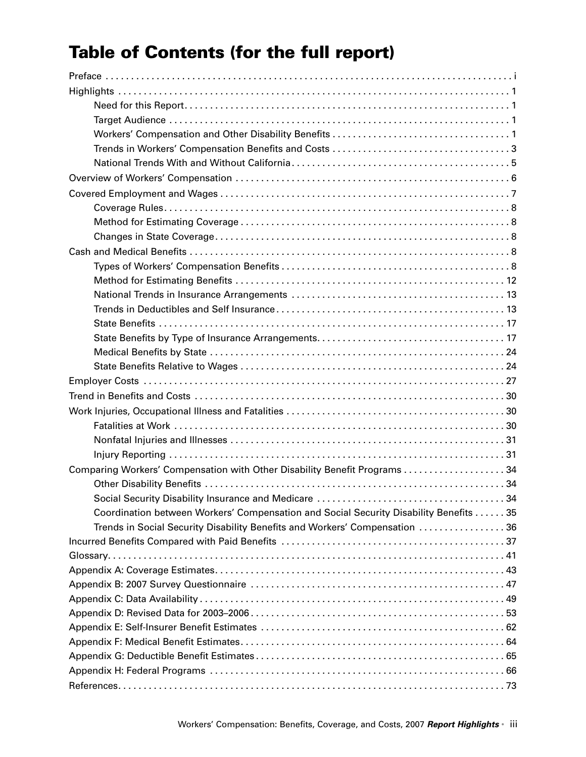# Table of Contents (for the full report)

Preface . . . . . . . . . . . . . . . . . . . . . . . . . . . . . . . . . . . . . . . . . . . . . . . . . . . . . . . . . . . . . . . . . . . . . . . . . . . . i

Highlights . . . . . . . . . . . . . . . . . . . . . . . . . . . . . . . . . . . . . . . . . . . . . . . . . . . . . . . . . . . . . . . . . . . . . . . . . . 1

- Need for this Report. . . . . . . . . . . . . . . . . . . . . . . . . . . . . . . . . . . . . . . . . . . . . . . . . . . . . . . . . . . . . . 1
- Target Audience . . . . . . . . . . . . . . . . . . . . . . . . . . . . . . . . . . . . . . . . . . . . . . . . . . . . . . . . . . . . . . . . . 1
- Workers' Compensation and Other Disability Benefits . . . . . . . . . . . . . . . . . . . . . . . . . . . . . . . . . . 1
- Trends in Workers' Compensation Benefits and Costs . . . . . . . . . . . . . . . . . . . . . . . . . . . . . . . . . . 3
- National Trends With and Without California. . . . . . . . . . . . . . . . . . . . . . . . . . . . . . . . . . . . . . . . . . 5

Overview of Workers' Compensation . . . . . . . . . . . . . . . . . . . . . . . . . . . . . . . . . . . . . . . . . . . . . . . . . . . . . 6

Covered Employment and Wages . . . . . . . . . . . . . . . . . . . . . . . . . . . . . . . . . . . . . . . . . . . . . . . . . . . . . . . 7

- Coverage Rules. . . . . . . . . . . . . . . . . . . . . . . . . . . . . . . . . . . . . . . . . . . . . . . . . . . . . . . . . . . . . . . . . . . 8
- Method for Estimating Coverage . . . . . . . . . . . . . . . . . . . . . . . . . . . . . . . . . . . . . . . . . . . . . . . . . . . . 8
- Changes in State Coverage. . . . . . . . . . . . . . . . . . . . . . . . . . . . . . . . . . . . . . . . . . . . . . . . . . . . . . . . . 8

Cash and Medical Benefits . . . . . . . . . . . . . . . . . . . . . . . . . . . . . . . . . . . . . . . . . . . . . . . . . . . . . . . . . . . . . 8

- Types of Workers' Compensation Benefits . . . . . . . . . . . . . . . . . . . . . . . . . . . . . . . . . . . . . . . . . . . . 8
- Method for Estimating Benefits . . . . . . . . . . . . . . . . . . . . . . . . . . . . . . . . . . . . . . . . . . . . . . . . . . . . 12
- National Trends in Insurance Arrangements . . . . . . . . . . . . . . . . . . . . . . . . . . . . . . . . . . . . . . . . . 13
- Trends in Deductibles and Self Insurance. . . . . . . . . . . . . . . . . . . . . . . . . . . . . . . . . . . . . . . . . . . . 13
- State Benefits . . . . . . . . . . . . . . . . . . . . . . . . . . . . . . . . . . . . . . . . . . . . . . . . . . . . . . . . . . . . . . . . . . . 17
- State Benefits by Type of Insurance Arrangements. . . . . . . . . . . . . . . . . . . . . . . . . . . . . . . . . . . . . 17
- Medical Benefits by State . . . . . . . . . . . . . . . . . . . . . . . . . . . . . . . . . . . . . . . . . . . . . . . . . . . . . . . . . 24
- State Benefits Relative to Wages . . . . . . . . . . . . . . . . . . . . . . . . . . . . . . . . . . . . . . . . . . . . . . . . . . . 24

Employer Costs . . . . . . . . . . . . . . . . . . . . . . . . . . . . . . . . . . . . . . . . . . . . . . . . . . . . . . . . . . . . . . . . . . . . . . 27

Trend in Benefits and Costs . . . . . . . . . . . . . . . . . . . . . . . . . . . . . . . . . . . . . . . . . . . . . . . . . . . . . . . . . . . . 30

Work Injuries, Occupational Illness and Fatalities . . . . . . . . . . . . . . . . . . . . . . . . . . . . . . . . . . . . . . . . . . 30

- Fatalities at Work . . . . . . . . . . . . . . . . . . . . . . . . . . . . . . . . . . . . . . . . . . . . . . . . . . . . . . . . . . . . . . . . 30
- Nonfatal Injuries and Illnesses . . . . . . . . . . . . . . . . . . . . . . . . . . . . . . . . . . . . . . . . . . . . . . . . . . . . . 31
- Injury Reporting . . . . . . . . . . . . . . . . . . . . . . . . . . . . . . . . . . . . . . . . . . . . . . . . . . . . . . . . . . . . . . . . . 31

Comparing Workers' Compensation with Other Disability Benefit Programs . . . . . . . . . . . . . . . . . . . 34

- Other Disability Benefits . . . . . . . . . . . . . . . . . . . . . . . . . . . . . . . . . . . . . . . . . . . . . . . . . . . . . . . . . . 34
- Social Security Disability Insurance and Medicare . . . . . . . . . . . . . . . . . . . . . . . . . . . . . . . . . . . . 34
- Coordination between Workers' Compensation and Social Security Disability Benefits . . . . . . 35
- Trends in Social Security Disability Benefits and Workers' Compensation . . . . . . . . . . . . . . . . 36

Incurred Benefits Compared with Paid Benefits . . . . . . . . . . . . . . . . . . . . . . . . . . . . . . . . . . . . . . . . . . . 37

Glossary. . . . . . . . . . . . . . . . . . . . . . . . . . . . . . . . . . . . . . . . . . . . . . . . . . . . . . . . . . . . . . . . . . . . . . . . . . . . 41

Appendix A: Coverage Estimates. . . . . . . . . . . . . . . . . . . . . . . . . . . . . . . . . . . . . . . . . . . . . . . . . . . . . . . . 43

Appendix B: 2007 Survey Questionnaire . . . . . . . . . . . . . . . . . . . . . . . . . . . . . . . . . . . . . . . . . . . . . . . . . 47

Appendix C: Data Availability . . . . . . . . . . . . . . . . . . . . . . . . . . . . . . . . . . . . . . . . . . . . . . . . . . . . . . . . . . . 49

Appendix D: Revised Data for 2003–2006 . . . . . . . . . . . . . . . . . . . . . . . . . . . . . . . . . . . . . . . . . . . . . . . . . 53

Appendix E: Self-Insurer Benefit Estimates . . . . . . . . . . . . . . . . . . . . . . . . . . . . . . . . . . . . . . . . . . . . . . . 62

Appendix F: Medical Benefit Estimates. . . . . . . . . . . . . . . . . . . . . . . . . . . . . . . . . . . . . . . . . . . . . . . . . . . 64

Appendix G: Deductible Benefit Estimates . . . . . . . . . . . . . . . . . . . . . . . . . . . . . . . . . . . . . . . . . . . . . . . . 65

Appendix H: Federal Programs . . . . . . . . . . . . . . . . . . . . . . . . . . . . . . . . . . . . . . . . . . . . . . . . . . . . . . . . . 66

References. . . . . . . . . . . . . . . . . . . . . . . . . . . . . . . . . . . . . . . . . . . . . . . . . . . . . . . . . . . . . . . . . . . . . . . . . . 73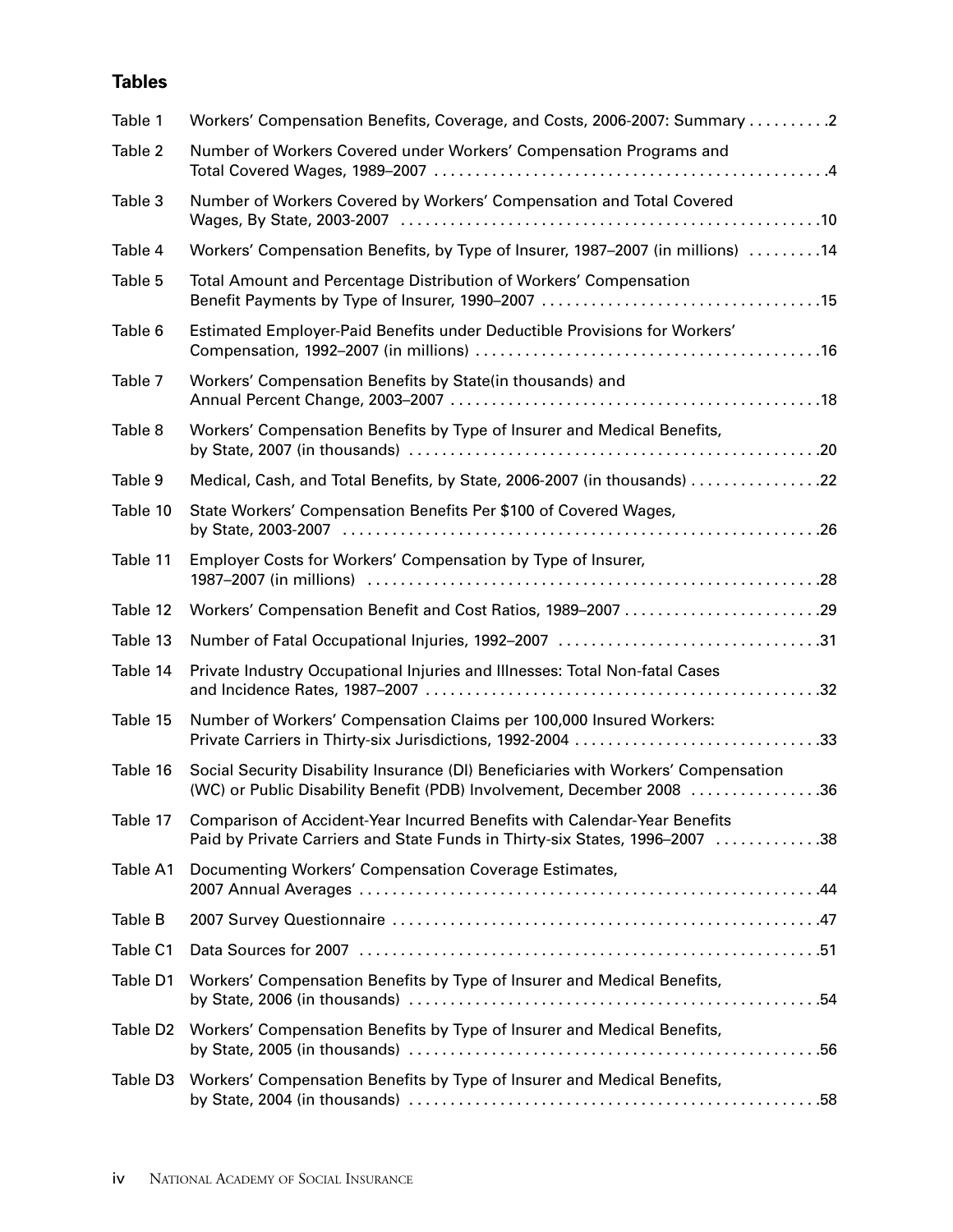## Tables

| | | |
|---|---|---|
| Table 1 | Workers' Compensation Benefits, Coverage, and Costs, 2006-2007: Summary | 2 |
| Table 2 | Number of Workers Covered under Workers' Compensation Programs and Total Covered Wages, 1989–2007 | 4 |
| Table 3 | Number of Workers Covered by Workers' Compensation and Total Covered Wages, By State, 2003-2007 | 10 |
| Table 4 | Workers' Compensation Benefits, by Type of Insurer, 1987–2007 (in millions) | 14 |
| Table 5 | Total Amount and Percentage Distribution of Workers' Compensation Benefit Payments by Type of Insurer, 1990–2007 | 15 |
| Table 6 | Estimated Employer-Paid Benefits under Deductible Provisions for Workers' Compensation, 1992–2007 (in millions) | 16 |
| Table 7 | Workers' Compensation Benefits by State(in thousands) and Annual Percent Change, 2003–2007 | 18 |
| Table 8 | Workers' Compensation Benefits by Type of Insurer and Medical Benefits, by State, 2007 (in thousands) | 20 |
| Table 9 | Medical, Cash, and Total Benefits, by State, 2006-2007 (in thousands) | 22 |
| Table 10 | State Workers' Compensation Benefits Per $100 of Covered Wages, by State, 2003-2007 | 26 |
| Table 11 | Employer Costs for Workers' Compensation by Type of Insurer, 1987–2007 (in millions) | 28 |
| Table 12 | Workers' Compensation Benefit and Cost Ratios, 1989–2007 | 29 |
| Table 13 | Number of Fatal Occupational Injuries, 1992–2007 | 31 |
| Table 14 | Private Industry Occupational Injuries and Illnesses: Total Non-fatal Cases and Incidence Rates, 1987–2007 | 32 |
| Table 15 | Number of Workers' Compensation Claims per 100,000 Insured Workers: Private Carriers in Thirty-six Jurisdictions, 1992-2004 | 33 |
| Table 16 | Social Security Disability Insurance (DI) Beneficiaries with Workers' Compensation (WC) or Public Disability Benefit (PDB) Involvement, December 2008 | 36 |
| Table 17 | Comparison of Accident-Year Incurred Benefits with Calendar-Year Benefits Paid by Private Carriers and State Funds in Thirty-six States, 1996–2007 | 38 |
| Table A1 | Documenting Workers' Compensation Coverage Estimates, 2007 Annual Averages | 44 |
| Table B | 2007 Survey Questionnaire | 47 |
| Table C1 | Data Sources for 2007 | 51 |
| Table D1 | Workers' Compensation Benefits by Type of Insurer and Medical Benefits, by State, 2006 (in thousands) | 54 |
| Table D2 | Workers' Compensation Benefits by Type of Insurer and Medical Benefits, by State, 2005 (in thousands) | 56 |
| Table D3 | Workers' Compensation Benefits by Type of Insurer and Medical Benefits, by State, 2004 (in thousands) | 58 |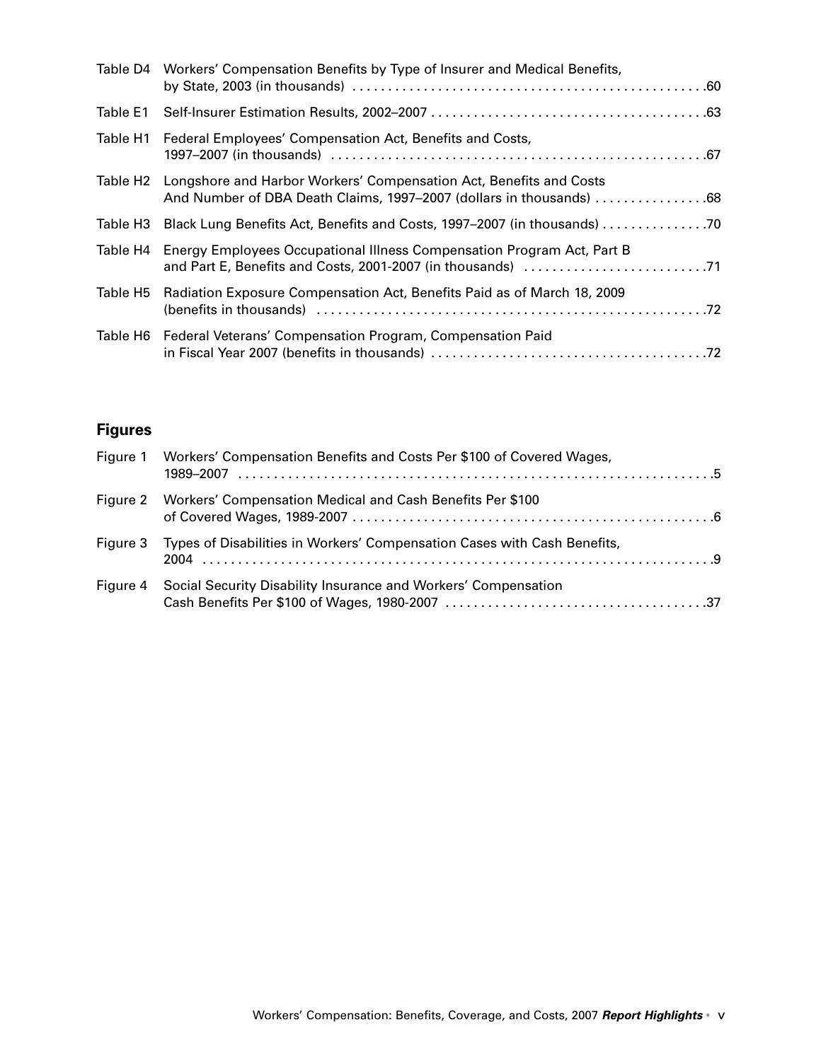| | | |
|---|---|---|
| Table D4 | Workers' Compensation Benefits by Type of Insurer and Medical Benefits, by State, 2003 (in thousands) | 60 |
| Table E1 | Self-Insurer Estimation Results, 2002–2007 | 63 |
| Table H1 | Federal Employees' Compensation Act, Benefits and Costs, 1997–2007 (in thousands) | 67 |
| Table H2 | Longshore and Harbor Workers' Compensation Act, Benefits and Costs And Number of DBA Death Claims, 1997–2007 (dollars in thousands) | 68 |
| Table H3 | Black Lung Benefits Act, Benefits and Costs, 1997–2007 (in thousands) | 70 |
| Table H4 | Energy Employees Occupational Illness Compensation Program Act, Part B and Part E, Benefits and Costs, 2001-2007 (in thousands) | 71 |
| Table H5 | Radiation Exposure Compensation Act, Benefits Paid as of March 18, 2009 (benefits in thousands) | 72 |
| Table H6 | Federal Veterans' Compensation Program, Compensation Paid in Fiscal Year 2007 (benefits in thousands) | 72 |

## Figures

| | | |
|---|---|---|
| Figure 1 | Workers' Compensation Benefits and Costs Per $100 of Covered Wages, 1989–2007 | 5 |
| Figure 2 | Workers' Compensation Medical and Cash Benefits Per $100 of Covered Wages, 1989-2007 | 6 |
| Figure 3 | Types of Disabilities in Workers' Compensation Cases with Cash Benefits, 2004 | 9 |
| Figure 4 | Social Security Disability Insurance and Workers' Compensation Cash Benefits Per $100 of Wages, 1980-2007 | 37 |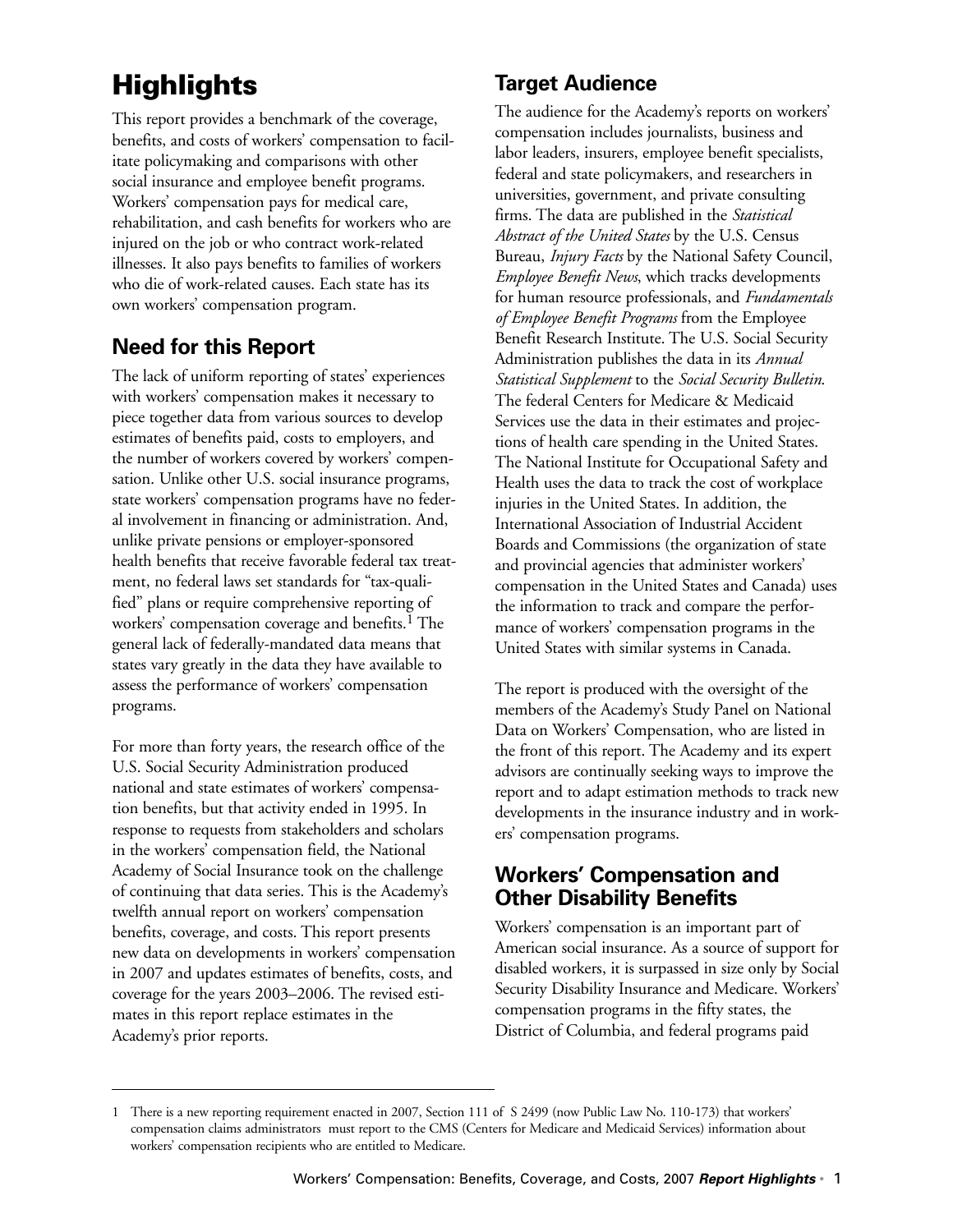# Highlights

This report provides a benchmark of the coverage, benefits, and costs of workers' compensation to facilitate policymaking and comparisons with other social insurance and employee benefit programs. Workers' compensation pays for medical care, rehabilitation, and cash benefits for workers who are injured on the job or who contract work-related illnesses. It also pays benefits to families of workers who die of work-related causes. Each state has its own workers' compensation program.

## Need for this Report

The lack of uniform reporting of states' experiences with workers' compensation makes it necessary to piece together data from various sources to develop estimates of benefits paid, costs to employers, and the number of workers covered by workers' compensation. Unlike other U.S. social insurance programs, state workers' compensation programs have no federal involvement in financing or administration. And, unlike private pensions or employer-sponsored health benefits that receive favorable federal tax treatment, no federal laws set standards for "tax-qualified" plans or require comprehensive reporting of workers' compensation coverage and benefits.[1] The general lack of federally-mandated data means that states vary greatly in the data they have available to assess the performance of workers' compensation programs.

For more than forty years, the research office of the U.S. Social Security Administration produced national and state estimates of workers' compensation benefits, but that activity ended in 1995. In response to requests from stakeholders and scholars in the workers' compensation field, the National Academy of Social Insurance took on the challenge of continuing that data series. This is the Academy's twelfth annual report on workers' compensation benefits, coverage, and costs. This report presents new data on developments in workers' compensation in 2007 and updates estimates of benefits, costs, and coverage for the years 2003–2006. The revised estimates in this report replace estimates in the Academy's prior reports.

## Target Audience

The audience for the Academy's reports on workers' compensation includes journalists, business and labor leaders, insurers, employee benefit specialists, federal and state policymakers, and researchers in universities, government, and private consulting firms. The data are published in the *Statistical Abstract of the United States* by the U.S. Census Bureau, *Injury Facts* by the National Safety Council, *Employee Benefit News*, which tracks developments for human resource professionals, and *Fundamentals of Employee Benefit Programs* from the Employee Benefit Research Institute. The U.S. Social Security Administration publishes the data in its *Annual Statistical Supplement* to the *Social Security Bulletin*. The federal Centers for Medicare & Medicaid Services use the data in their estimates and projections of health care spending in the United States. The National Institute for Occupational Safety and Health uses the data to track the cost of workplace injuries in the United States. In addition, the International Association of Industrial Accident Boards and Commissions (the organization of state and provincial agencies that administer workers' compensation in the United States and Canada) uses the information to track and compare the performance of workers' compensation programs in the United States with similar systems in Canada.

The report is produced with the oversight of the members of the Academy's Study Panel on National Data on Workers' Compensation, who are listed in the front of this report. The Academy and its expert advisors are continually seeking ways to improve the report and to adapt estimation methods to track new developments in the insurance industry and in workers' compensation programs.

## Workers' Compensation and Other Disability Benefits

Workers' compensation is an important part of American social insurance. As a source of support for disabled workers, it is surpassed in size only by Social Security Disability Insurance and Medicare. Workers' compensation programs in the fifty states, the District of Columbia, and federal programs paid

---

1 There is a new reporting requirement enacted in 2007, Section 111 of S 2499 (now Public Law No. 110-173) that workers' compensation claims administrators must report to the CMS (Centers for Medicare and Medicaid Services) information about workers' compensation recipients who are entitled to Medicare.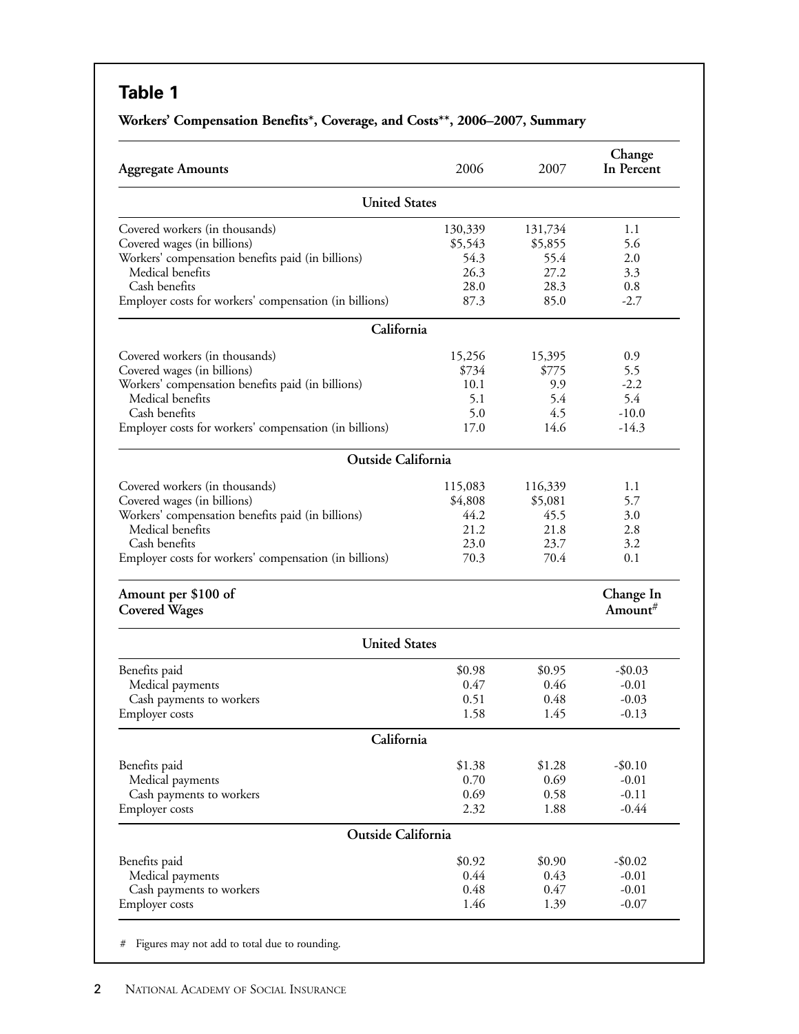## Table 1

**Workers' Compensation Benefits*, Coverage, and Costs**, 2006–2007, Summary**

| Aggregate Amounts | 2006 | 2007 | Change In Percent |
|---|---|---|---|
| **United States** | | | |
| Covered workers (in thousands) | 130,339 | 131,734 | 1.1 |
| Covered wages (in billions) | $5,543 | $5,855 | 5.6 |
| Workers' compensation benefits paid (in billions) | 54.3 | 55.4 | 2.0 |
| Medical benefits | 26.3 | 27.2 | 3.3 |
| Cash benefits | 28.0 | 28.3 | 0.8 |
| Employer costs for workers' compensation (in billions) | 87.3 | 85.0 | -2.7 |
| **California** | | | |
| Covered workers (in thousands) | 15,256 | 15,395 | 0.9 |
| Covered wages (in billions) | $734 | $775 | 5.5 |
| Workers' compensation benefits paid (in billions) | 10.1 | 9.9 | -2.2 |
| Medical benefits | 5.1 | 5.4 | 5.4 |
| Cash benefits | 5.0 | 4.5 | -10.0 |
| Employer costs for workers' compensation (in billions) | 17.0 | 14.6 | -14.3 |
| **Outside California** | | | |
| Covered workers (in thousands) | 115,083 | 116,339 | 1.1 |
| Covered wages (in billions) | $4,808 | $5,081 | 5.7 |
| Workers' compensation benefits paid (in billions) | 44.2 | 45.5 | 3.0 |
| Medical benefits | 21.2 | 21.8 | 2.8 |
| Cash benefits | 23.0 | 23.7 | 3.2 |
| Employer costs for workers' compensation (in billions) | 70.3 | 70.4 | 0.1 |

| Amount per $100 of Covered Wages | 2006 | 2007 | Change In Amount# |
|---|---|---|---|
| **United States** | | | |
| Benefits paid | $0.98 | $0.95 | -$0.03 |
| Medical payments | 0.47 | 0.46 | -0.01 |
| Cash payments to workers | 0.51 | 0.48 | -0.03 |
| Employer costs | 1.58 | 1.45 | -0.13 |
| **California** | | | |
| Benefits paid | $1.38 | $1.28 | -$0.10 |
| Medical payments | 0.70 | 0.69 | -0.01 |
| Cash payments to workers | 0.69 | 0.58 | -0.11 |
| Employer costs | 2.32 | 1.88 | -0.44 |
| **Outside California** | | | |
| Benefits paid | $0.92 | $0.90 | -$0.02 |
| Medical payments | 0.44 | 0.43 | -0.01 |
| Cash payments to workers | 0.48 | 0.47 | -0.01 |
| Employer costs | 1.46 | 1.39 | -0.07 |

# Figures may not add to total due to rounding.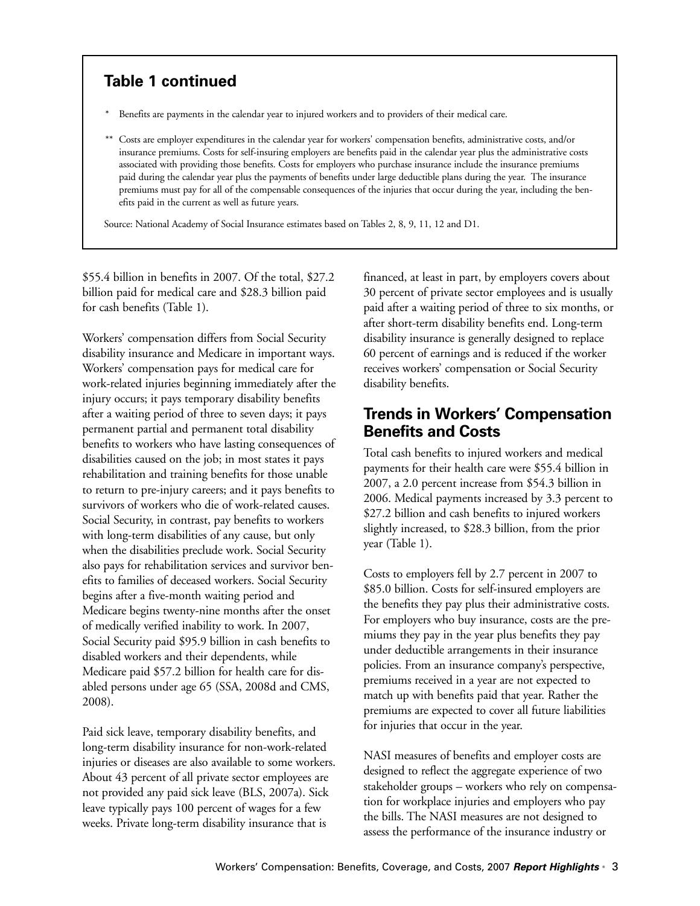## Table 1 continued

\* Benefits are payments in the calendar year to injured workers and to providers of their medical care.

\*\* Costs are employer expenditures in the calendar year for workers' compensation benefits, administrative costs, and/or insurance premiums. Costs for self-insuring employers are benefits paid in the calendar year plus the administrative costs associated with providing those benefits. Costs for employers who purchase insurance include the insurance premiums paid during the calendar year plus the payments of benefits under large deductible plans during the year. The insurance premiums must pay for all of the compensable consequences of the injuries that occur during the year, including the benefits paid in the current as well as future years.

Source: National Academy of Social Insurance estimates based on Tables 2, 8, 9, 11, 12 and D1.

$55.4 billion in benefits in 2007. Of the total, $27.2 billion paid for medical care and $28.3 billion paid for cash benefits (Table 1).

Workers' compensation differs from Social Security disability insurance and Medicare in important ways. Workers' compensation pays for medical care for work-related injuries beginning immediately after the injury occurs; it pays temporary disability benefits after a waiting period of three to seven days; it pays permanent partial and permanent total disability benefits to workers who have lasting consequences of disabilities caused on the job; in most states it pays rehabilitation and training benefits for those unable to return to pre-injury careers; and it pays benefits to survivors of workers who die of work-related causes. Social Security, in contrast, pay benefits to workers with long-term disabilities of any cause, but only when the disabilities preclude work. Social Security also pays for rehabilitation services and survivor benefits to families of deceased workers. Social Security begins after a five-month waiting period and Medicare begins twenty-nine months after the onset of medically verified inability to work. In 2007, Social Security paid $95.9 billion in cash benefits to disabled workers and their dependents, while Medicare paid $57.2 billion for health care for disabled persons under age 65 (SSA, 2008d and CMS, 2008).

Paid sick leave, temporary disability benefits, and long-term disability insurance for non-work-related injuries or diseases are also available to some workers. About 43 percent of all private sector employees are not provided any paid sick leave (BLS, 2007a). Sick leave typically pays 100 percent of wages for a few weeks. Private long-term disability insurance that is financed, at least in part, by employers covers about 30 percent of private sector employees and is usually paid after a waiting period of three to six months, or after short-term disability benefits end. Long-term disability insurance is generally designed to replace 60 percent of earnings and is reduced if the worker receives workers' compensation or Social Security disability benefits.

## Trends in Workers' Compensation Benefits and Costs

Total cash benefits to injured workers and medical payments for their health care were $55.4 billion in 2007, a 2.0 percent increase from $54.3 billion in 2006. Medical payments increased by 3.3 percent to $27.2 billion and cash benefits to injured workers slightly increased, to $28.3 billion, from the prior year (Table 1).

Costs to employers fell by 2.7 percent in 2007 to $85.0 billion. Costs for self-insured employers are the benefits they pay plus their administrative costs. For employers who buy insurance, costs are the premiums they pay in the year plus benefits they pay under deductible arrangements in their insurance policies. From an insurance company's perspective, premiums received in a year are not expected to match up with benefits paid that year. Rather the premiums are expected to cover all future liabilities for injuries that occur in the year.

NASI measures of benefits and employer costs are designed to reflect the aggregate experience of two stakeholder groups – workers who rely on compensation for workplace injuries and employers who pay the bills. The NASI measures are not designed to assess the performance of the insurance industry or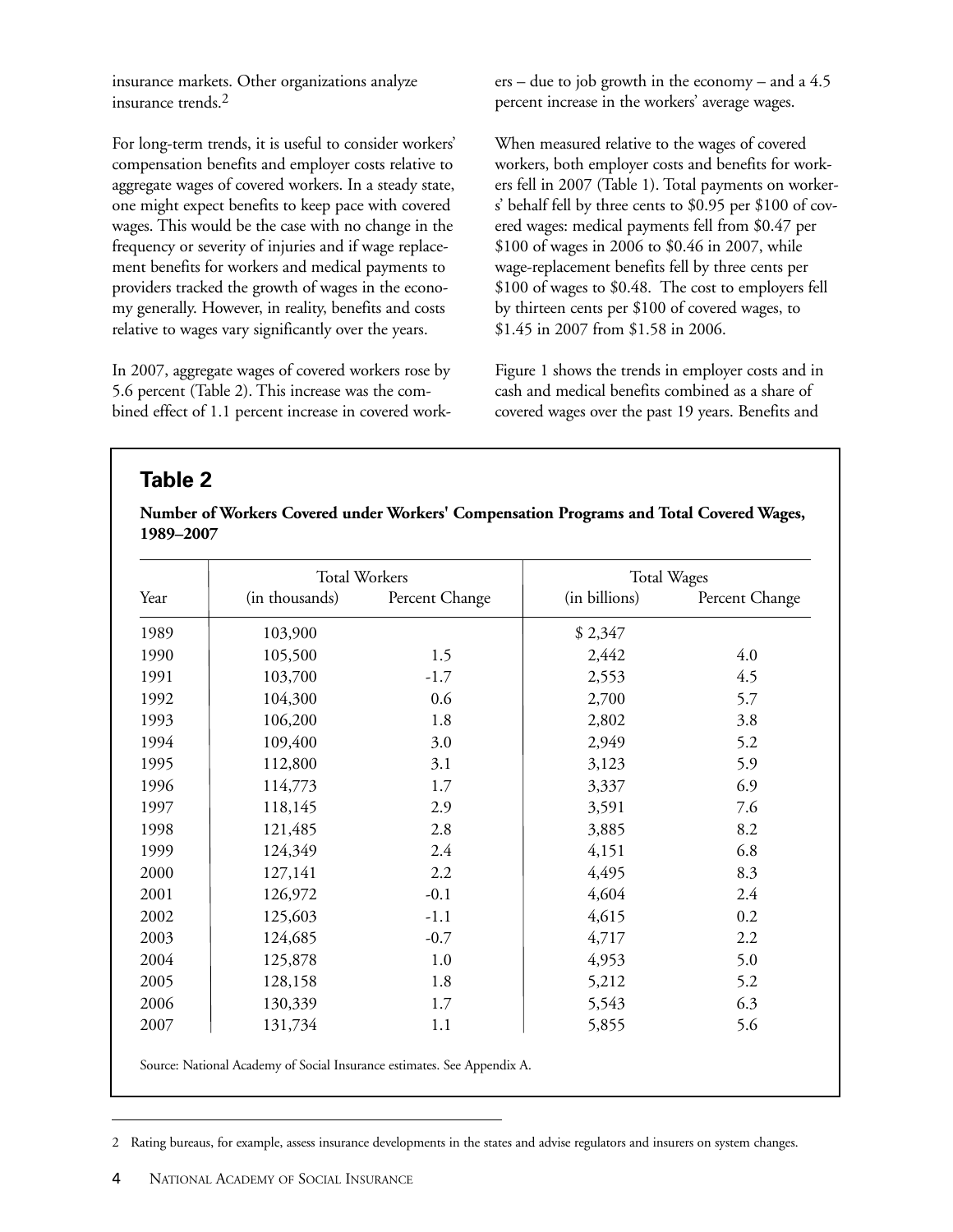insurance markets. Other organizations analyze insurance trends.[2]

For long-term trends, it is useful to consider workers' compensation benefits and employer costs relative to aggregate wages of covered workers. In a steady state, one might expect benefits to keep pace with covered wages. This would be the case with no change in the frequency or severity of injuries and if wage replacement benefits for workers and medical payments to providers tracked the growth of wages in the economy generally. However, in reality, benefits and costs relative to wages vary significantly over the years.

In 2007, aggregate wages of covered workers rose by 5.6 percent (Table 2). This increase was the combined effect of 1.1 percent increase in covered workers – due to job growth in the economy – and a 4.5 percent increase in the workers' average wages.

When measured relative to the wages of covered workers, both employer costs and benefits for workers fell in 2007 (Table 1). Total payments on workers' behalf fell by three cents to $0.95 per $100 of covered wages: medical payments fell from $0.47 per $100 of wages in 2006 to $0.46 in 2007, while wage-replacement benefits fell by three cents per $100 of wages to $0.48. The cost to employers fell by thirteen cents per $100 of covered wages, to $1.45 in 2007 from $1.58 in 2006.

Figure 1 shows the trends in employer costs and in cash and medical benefits combined as a share of covered wages over the past 19 years. Benefits and

## Table 2

**Number of Workers Covered under Workers' Compensation Programs and Total Covered Wages, 1989–2007**

| | Total Workers | | Total Wages | |
|---|---|---|---|---|
| Year | (in thousands) | Percent Change | (in billions) | Percent Change |
| 1989 | 103,900 | | $ 2,347 | |
| 1990 | 105,500 | 1.5 | 2,442 | 4.0 |
| 1991 | 103,700 | -1.7 | 2,553 | 4.5 |
| 1992 | 104,300 | 0.6 | 2,700 | 5.7 |
| 1993 | 106,200 | 1.8 | 2,802 | 3.8 |
| 1994 | 109,400 | 3.0 | 2,949 | 5.2 |
| 1995 | 112,800 | 3.1 | 3,123 | 5.9 |
| 1996 | 114,773 | 1.7 | 3,337 | 6.9 |
| 1997 | 118,145 | 2.9 | 3,591 | 7.6 |
| 1998 | 121,485 | 2.8 | 3,885 | 8.2 |
| 1999 | 124,349 | 2.4 | 4,151 | 6.8 |
| 2000 | 127,141 | 2.2 | 4,495 | 8.3 |
| 2001 | 126,972 | -0.1 | 4,604 | 2.4 |
| 2002 | 125,603 | -1.1 | 4,615 | 0.2 |
| 2003 | 124,685 | -0.7 | 4,717 | 2.2 |
| 2004 | 125,878 | 1.0 | 4,953 | 5.0 |
| 2005 | 128,158 | 1.8 | 5,212 | 5.2 |
| 2006 | 130,339 | 1.7 | 5,543 | 6.3 |
| 2007 | 131,734 | 1.1 | 5,855 | 5.6 |

Source: National Academy of Social Insurance estimates. See Appendix A.

---

2 Rating bureaus, for example, assess insurance developments in the states and advise regulators and insurers on system changes.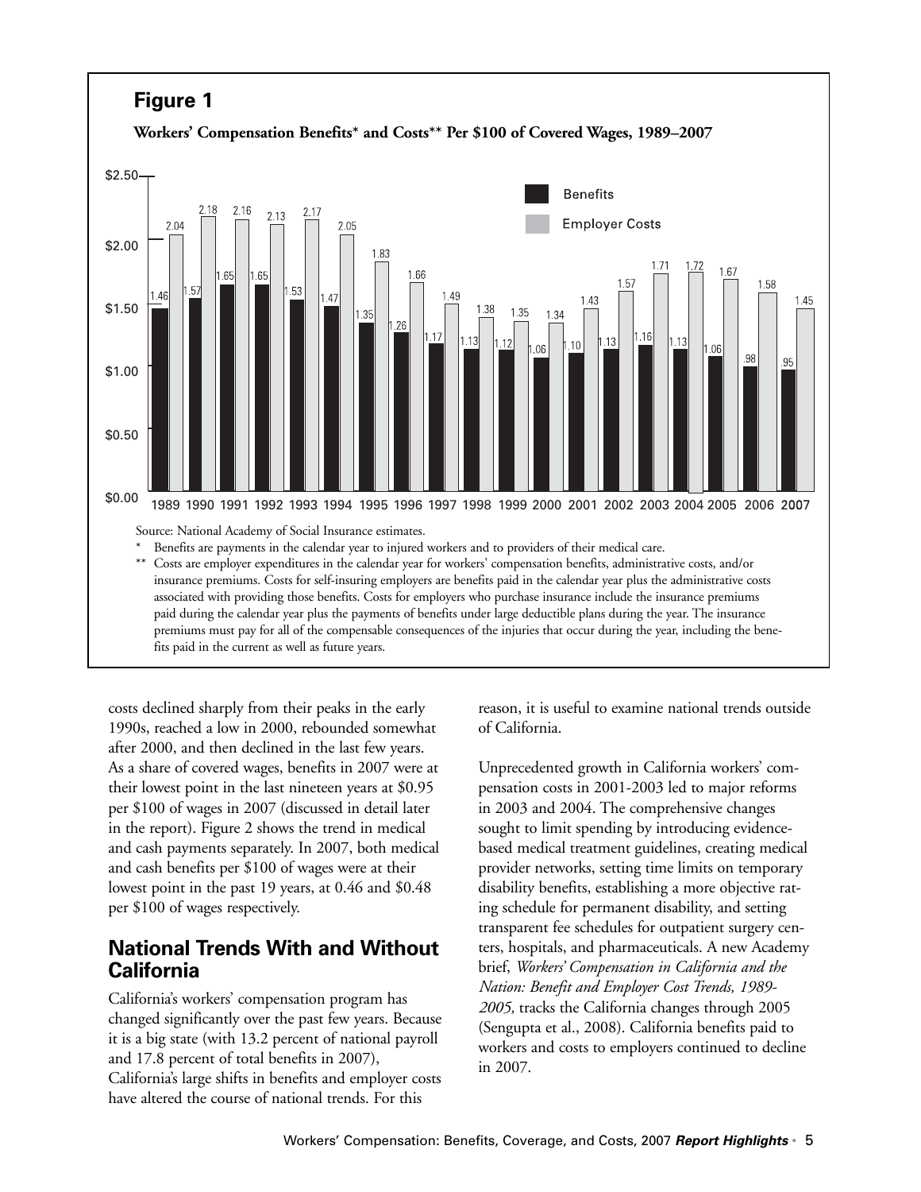## Figure 1

**Workers' Compensation Benefits* and Costs** Per $100 of Covered Wages, 1989–2007**

| Year | Benefits | Employer Costs |
|---|---|---|
| 1989 | 1.46 | 2.04 |
| 1990 | 1.57 | 2.18 |
| 1991 | 1.65 | 2.16 |
| 1992 | 1.65 | 2.13 |
| 1993 | 1.53 | 2.17 |
| 1994 | 1.47 | 2.05 |
| 1995 | 1.35 | 1.83 |
| 1996 | 1.26 | 1.66 |
| 1997 | 1.17 | 1.49 |
| 1998 | 1.13 | 1.38 |
| 1999 | 1.12 | 1.35 |
| 2000 | 1.06 | 1.34 |
| 2001 | 1.10 | 1.43 |
| 2002 | 1.13 | 1.57 |
| 2003 | 1.16 | 1.71 |
| 2004 | 1.13 | 1.72 |
| 2005 | 1.06 | 1.67 |
| 2006 | .98 | 1.58 |
| 2007 | .95 | 1.45 |

Source: National Academy of Social Insurance estimates.

\* Benefits are payments in the calendar year to injured workers and to providers of their medical care.

\** Costs are employer expenditures in the calendar year for workers' compensation benefits, administrative costs, and/or insurance premiums. Costs for self-insuring employers are benefits paid in the calendar year plus the administrative costs associated with providing those benefits. Costs for employers who purchase insurance include the insurance premiums paid during the calendar year plus the payments of benefits under large deductible plans during the year. The insurance premiums must pay for all of the compensable consequences of the injuries that occur during the year, including the benefits paid in the current as well as future years.

costs declined sharply from their peaks in the early 1990s, reached a low in 2000, rebounded somewhat after 2000, and then declined in the last few years. As a share of covered wages, benefits in 2007 were at their lowest point in the last nineteen years at $0.95 per $100 of wages in 2007 (discussed in detail later in the report). Figure 2 shows the trend in medical and cash payments separately. In 2007, both medical and cash benefits per $100 of wages were at their lowest point in the past 19 years, at 0.46 and $0.48 per $100 of wages respectively.

## National Trends With and Without California

California's workers' compensation program has changed significantly over the past few years. Because it is a big state (with 13.2 percent of national payroll and 17.8 percent of total benefits in 2007), California's large shifts in benefits and employer costs have altered the course of national trends. For this reason, it is useful to examine national trends outside of California.

Unprecedented growth in California workers' compensation costs in 2001-2003 led to major reforms in 2003 and 2004. The comprehensive changes sought to limit spending by introducing evidence-based medical treatment guidelines, creating medical provider networks, setting time limits on temporary disability benefits, establishing a more objective rating schedule for permanent disability, and setting transparent fee schedules for outpatient surgery centers, hospitals, and pharmaceuticals. A new Academy brief, *Workers' Compensation in California and the Nation: Benefit and Employer Cost Trends, 1989-2005,* tracks the California changes through 2005 (Sengupta et al., 2008). California benefits paid to workers and costs to employers continued to decline in 2007.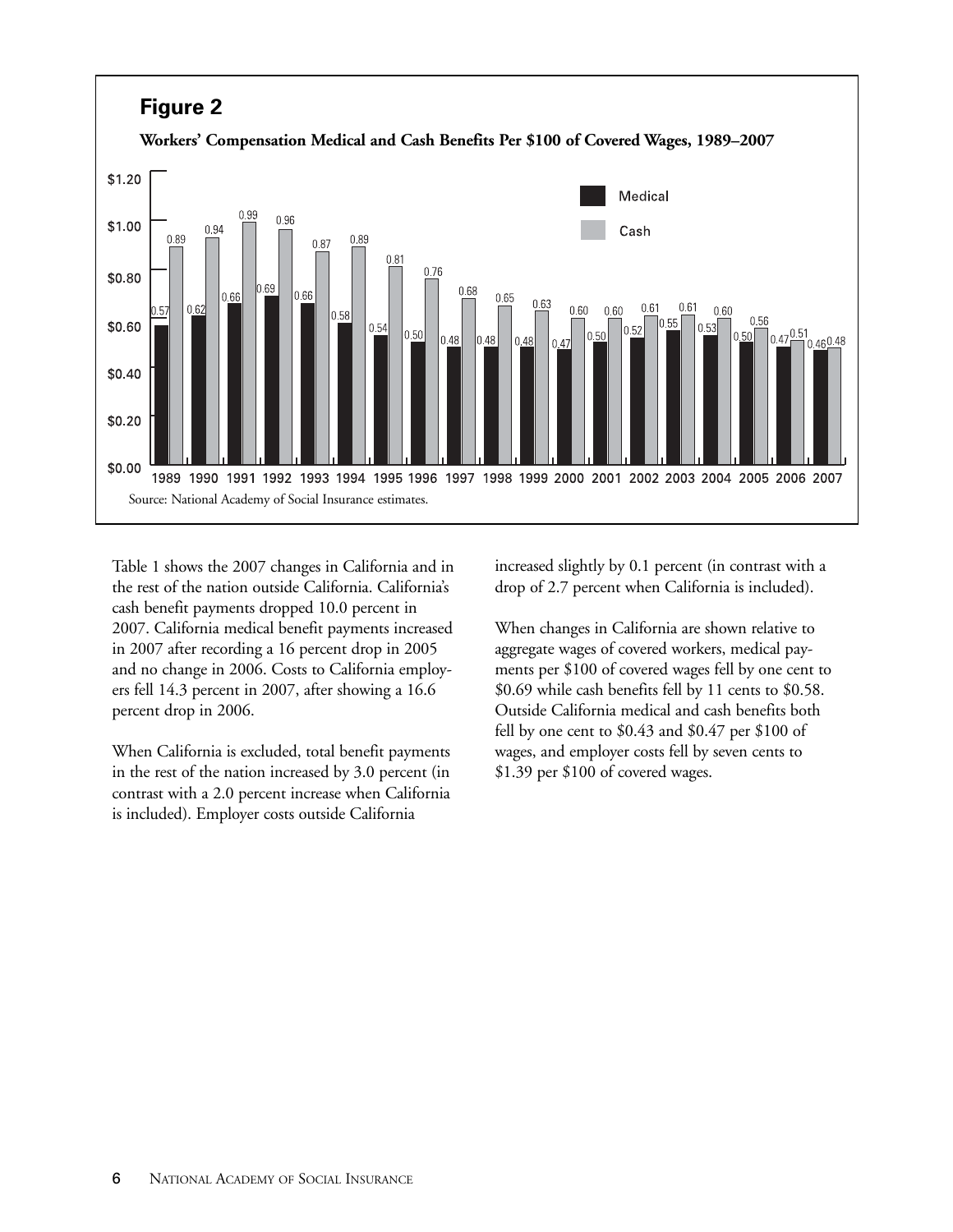## Figure 2

**Workers' Compensation Medical and Cash Benefits Per $100 of Covered Wages, 1989–2007**

| Year | Medical | Cash |
|---|---|---|
| 1989 | 0.57 | 0.89 |
| 1990 | 0.62 | 0.94 |
| 1991 | 0.66 | 0.99 |
| 1992 | 0.69 | 0.96 |
| 1993 | 0.66 | 0.87 |
| 1994 | 0.58 | 0.89 |
| 1995 | 0.54 | 0.81 |
| 1996 | 0.50 | 0.76 |
| 1997 | 0.48 | 0.68 |
| 1998 | 0.48 | 0.65 |
| 1999 | 0.48 | 0.63 |
| 2000 | 0.47 | 0.60 |
| 2001 | 0.50 | 0.60 |
| 2002 | 0.52 | 0.61 |
| 2003 | 0.55 | 0.61 |
| 2004 | 0.53 | 0.60 |
| 2005 | 0.50 | 0.56 |
| 2006 | 0.47 | 0.51 |
| 2007 | 0.46 | 0.48 |

Source: National Academy of Social Insurance estimates.

Table 1 shows the 2007 changes in California and in the rest of the nation outside California. California's cash benefit payments dropped 10.0 percent in 2007. California medical benefit payments increased in 2007 after recording a 16 percent drop in 2005 and no change in 2006. Costs to California employers fell 14.3 percent in 2007, after showing a 16.6 percent drop in 2006.

When California is excluded, total benefit payments in the rest of the nation increased by 3.0 percent (in contrast with a 2.0 percent increase when California is included). Employer costs outside California increased slightly by 0.1 percent (in contrast with a drop of 2.7 percent when California is included).

When changes in California are shown relative to aggregate wages of covered workers, medical payments per $100 of covered wages fell by one cent to $0.69 while cash benefits fell by 11 cents to $0.58. Outside California medical and cash benefits both fell by one cent to $0.43 and $0.47 per $100 of wages, and employer costs fell by seven cents to $1.39 per $100 of covered wages.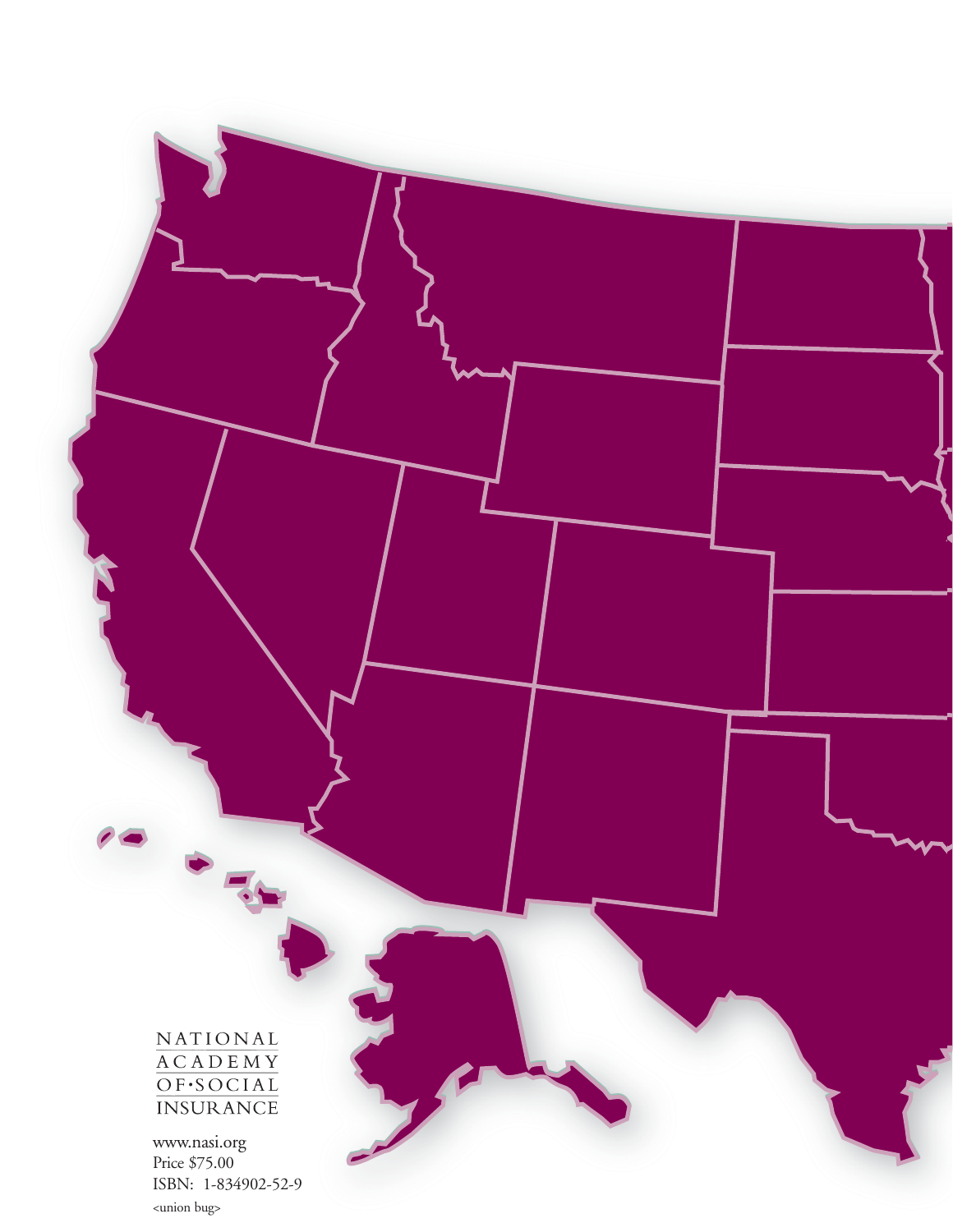NATIONAL ACADEMY OF·SOCIAL INSURANCE

www.nasi.org
Price $75.00
ISBN: 1-834902-52-9
<union bug>